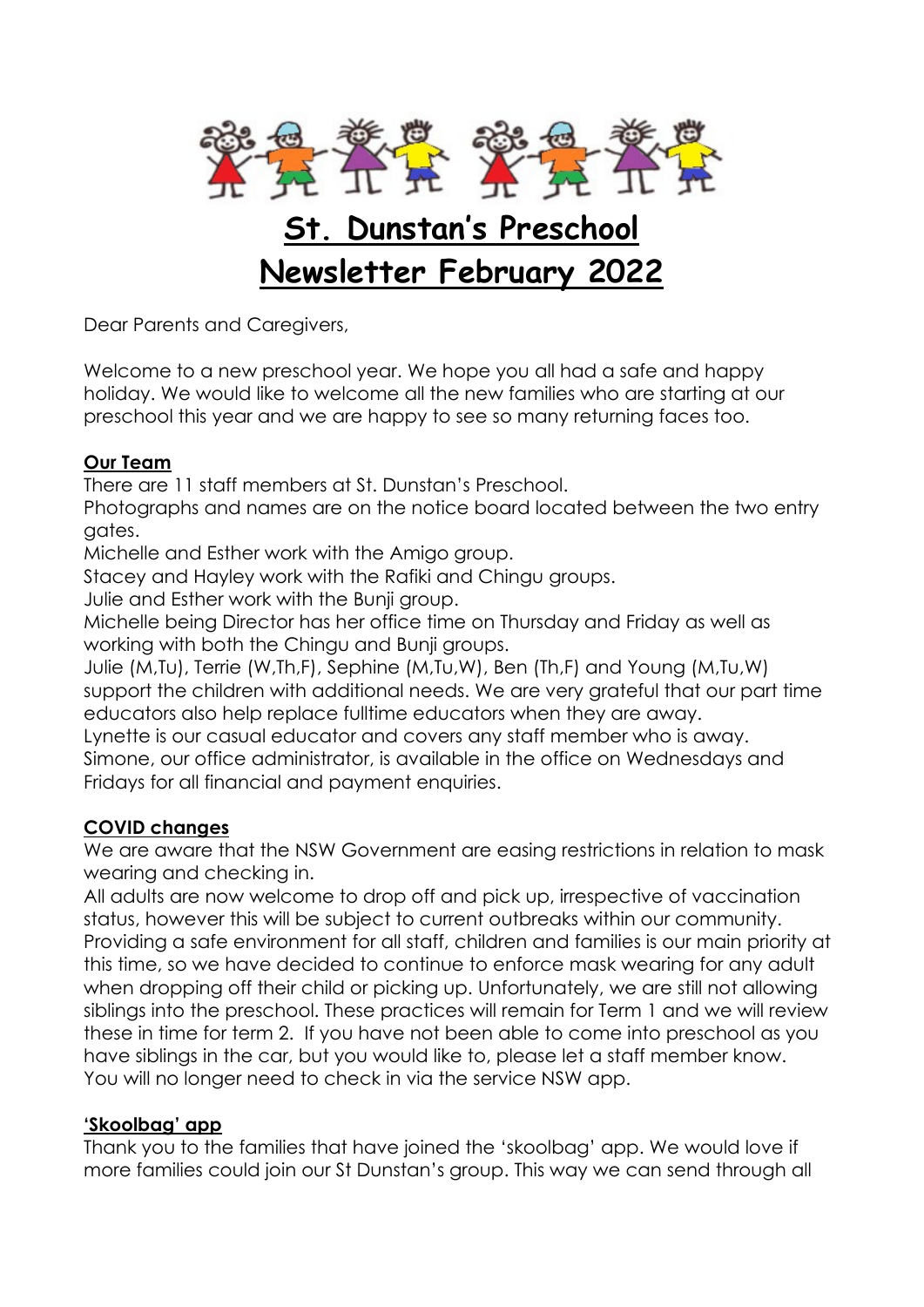# St. Dunstan's Preschool

# Newsletter February 2022

Dear Parents and Caregivers,

Welcome to a new preschool year. We hope you all had a safe and happy holiday. We would like to welcome all the new families who are starting at our preschool this year and we are happy to see so many returning faces too.

## Our Team

There are 11 staff members at St. Dunstan's Preschool.
Photographs and names are on the notice board located between the two entry gates.
Michelle and Esther work with the Amigo group.
Stacey and Hayley work with the Rafiki and Chingu groups.
Julie and Esther work with the Bunji group.
Michelle being Director has her office time on Thursday and Friday as well as working with both the Chingu and Bunji groups.
Julie (M,Tu), Terrie (W,Th,F), Sephine (M,Tu,W), Ben (Th,F) and Young (M,Tu,W) support the children with additional needs. We are very grateful that our part time educators also help replace fulltime educators when they are away.
Lynette is our casual educator and covers any staff member who is away.
Simone, our office administrator, is available in the office on Wednesdays and Fridays for all financial and payment enquiries.

## COVID changes

We are aware that the NSW Government are easing restrictions in relation to mask wearing and checking in.
All adults are now welcome to drop off and pick up, irrespective of vaccination status, however this will be subject to current outbreaks within our community.
Providing a safe environment for all staff, children and families is our main priority at this time, so we have decided to continue to enforce mask wearing for any adult when dropping off their child or picking up. Unfortunately, we are still not allowing siblings into the preschool. These practices will remain for Term 1 and we will review these in time for term 2. If you have not been able to come into preschool as you have siblings in the car, but you would like to, please let a staff member know.
You will no longer need to check in via the service NSW app.

## 'Skoolbag' app

Thank you to the families that have joined the 'skoolbag' app. We would love if more families could join our St Dunstan's group. This way we can send through all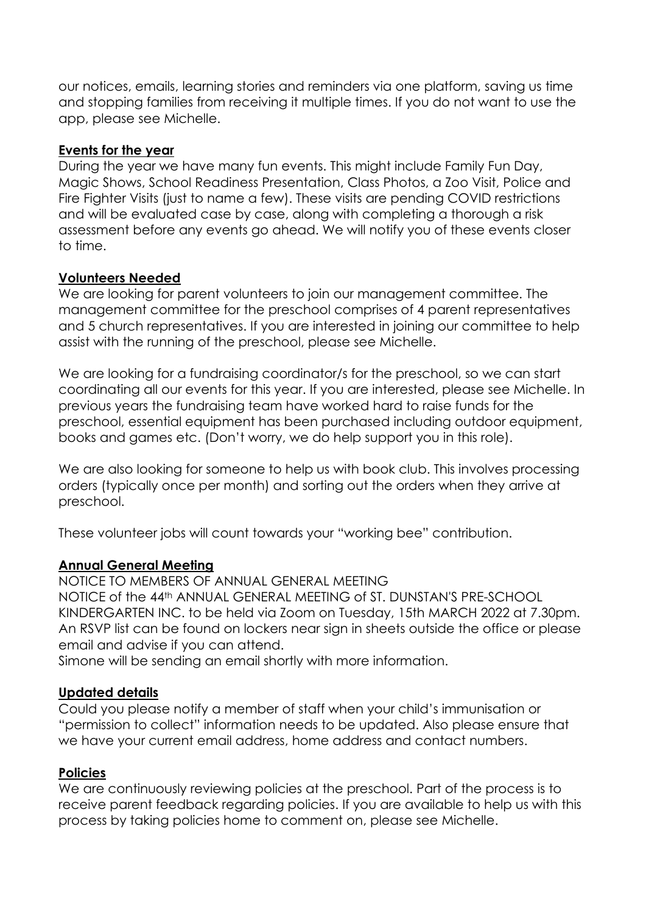our notices, emails, learning stories and reminders via one platform, saving us time and stopping families from receiving it multiple times. If you do not want to use the app, please see Michelle.

## Events for the year

During the year we have many fun events. This might include Family Fun Day, Magic Shows, School Readiness Presentation, Class Photos, a Zoo Visit, Police and Fire Fighter Visits (just to name a few). These visits are pending COVID restrictions and will be evaluated case by case, along with completing a thorough a risk assessment before any events go ahead. We will notify you of these events closer to time.

## Volunteers Needed

We are looking for parent volunteers to join our management committee. The management committee for the preschool comprises of 4 parent representatives and 5 church representatives. If you are interested in joining our committee to help assist with the running of the preschool, please see Michelle.

We are looking for a fundraising coordinator/s for the preschool, so we can start coordinating all our events for this year. If you are interested, please see Michelle. In previous years the fundraising team have worked hard to raise funds for the preschool, essential equipment has been purchased including outdoor equipment, books and games etc. (Don't worry, we do help support you in this role).

We are also looking for someone to help us with book club. This involves processing orders (typically once per month) and sorting out the orders when they arrive at preschool.

These volunteer jobs will count towards your "working bee" contribution.

## Annual General Meeting

NOTICE TO MEMBERS OF ANNUAL GENERAL MEETING

NOTICE of the 44th ANNUAL GENERAL MEETING of ST. DUNSTAN'S PRE-SCHOOL KINDERGARTEN INC. to be held via Zoom on Tuesday, 15th MARCH 2022 at 7.30pm. An RSVP list can be found on lockers near sign in sheets outside the office or please email and advise if you can attend.

Simone will be sending an email shortly with more information.

## Updated details

Could you please notify a member of staff when your child's immunisation or "permission to collect" information needs to be updated. Also please ensure that we have your current email address, home address and contact numbers.

## Policies

We are continuously reviewing policies at the preschool. Part of the process is to receive parent feedback regarding policies. If you are available to help us with this process by taking policies home to comment on, please see Michelle.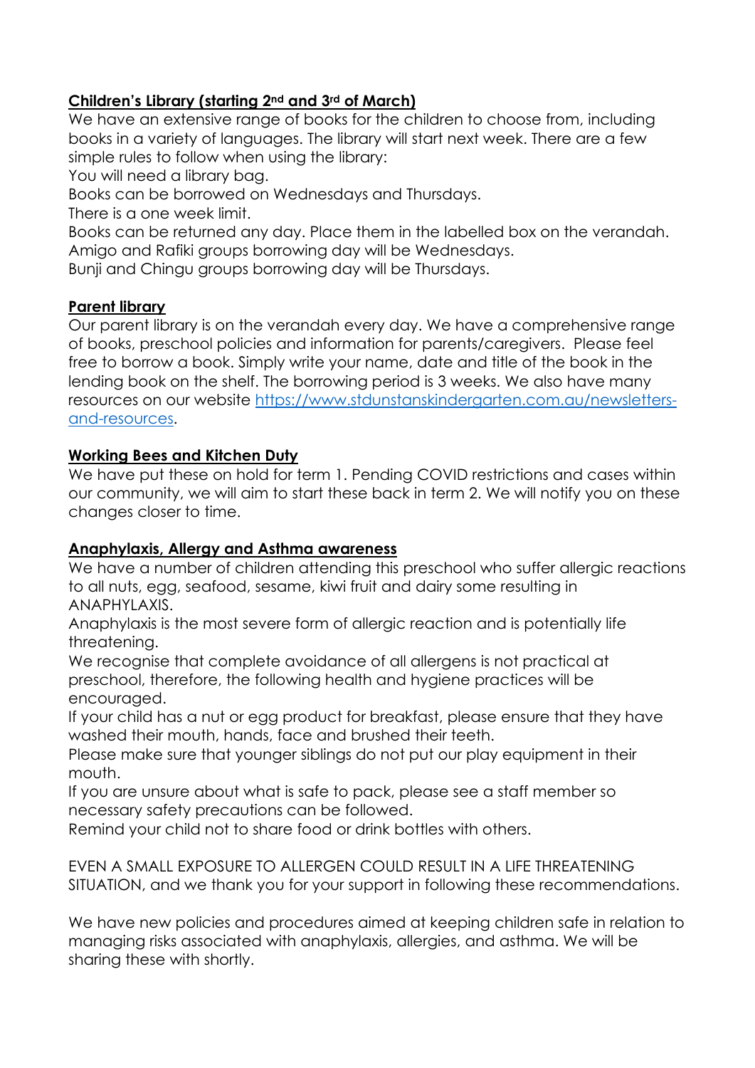**Children's Library (starting 2nd and 3rd of March)**

We have an extensive range of books for the children to choose from, including books in a variety of languages. The library will start next week. There are a few simple rules to follow when using the library:

You will need a library bag.

Books can be borrowed on Wednesdays and Thursdays.

There is a one week limit.

Books can be returned any day. Place them in the labelled box on the verandah.

Amigo and Rafiki groups borrowing day will be Wednesdays.

Bunji and Chingu groups borrowing day will be Thursdays.

**Parent library**

Our parent library is on the verandah every day. We have a comprehensive range of books, preschool policies and information for parents/caregivers. Please feel free to borrow a book. Simply write your name, date and title of the book in the lending book on the shelf. The borrowing period is 3 weeks. We also have many resources on our website [https://www.stdunstanskindergarten.com.au/newsletters-and-resources](https://www.stdunstanskindergarten.com.au/newsletters-and-resources).

**Working Bees and Kitchen Duty**

We have put these on hold for term 1. Pending COVID restrictions and cases within our community, we will aim to start these back in term 2. We will notify you on these changes closer to time.

**Anaphylaxis, Allergy and Asthma awareness**

We have a number of children attending this preschool who suffer allergic reactions to all nuts, egg, seafood, sesame, kiwi fruit and dairy some resulting in ANAPHYLAXIS.

Anaphylaxis is the most severe form of allergic reaction and is potentially life threatening.

We recognise that complete avoidance of all allergens is not practical at preschool, therefore, the following health and hygiene practices will be encouraged.

If your child has a nut or egg product for breakfast, please ensure that they have washed their mouth, hands, face and brushed their teeth.

Please make sure that younger siblings do not put our play equipment in their mouth.

If you are unsure about what is safe to pack, please see a staff member so necessary safety precautions can be followed.

Remind your child not to share food or drink bottles with others.

EVEN A SMALL EXPOSURE TO ALLERGEN COULD RESULT IN A LIFE THREATENING SITUATION, and we thank you for your support in following these recommendations.

We have new policies and procedures aimed at keeping children safe in relation to managing risks associated with anaphylaxis, allergies, and asthma. We will be sharing these with shortly.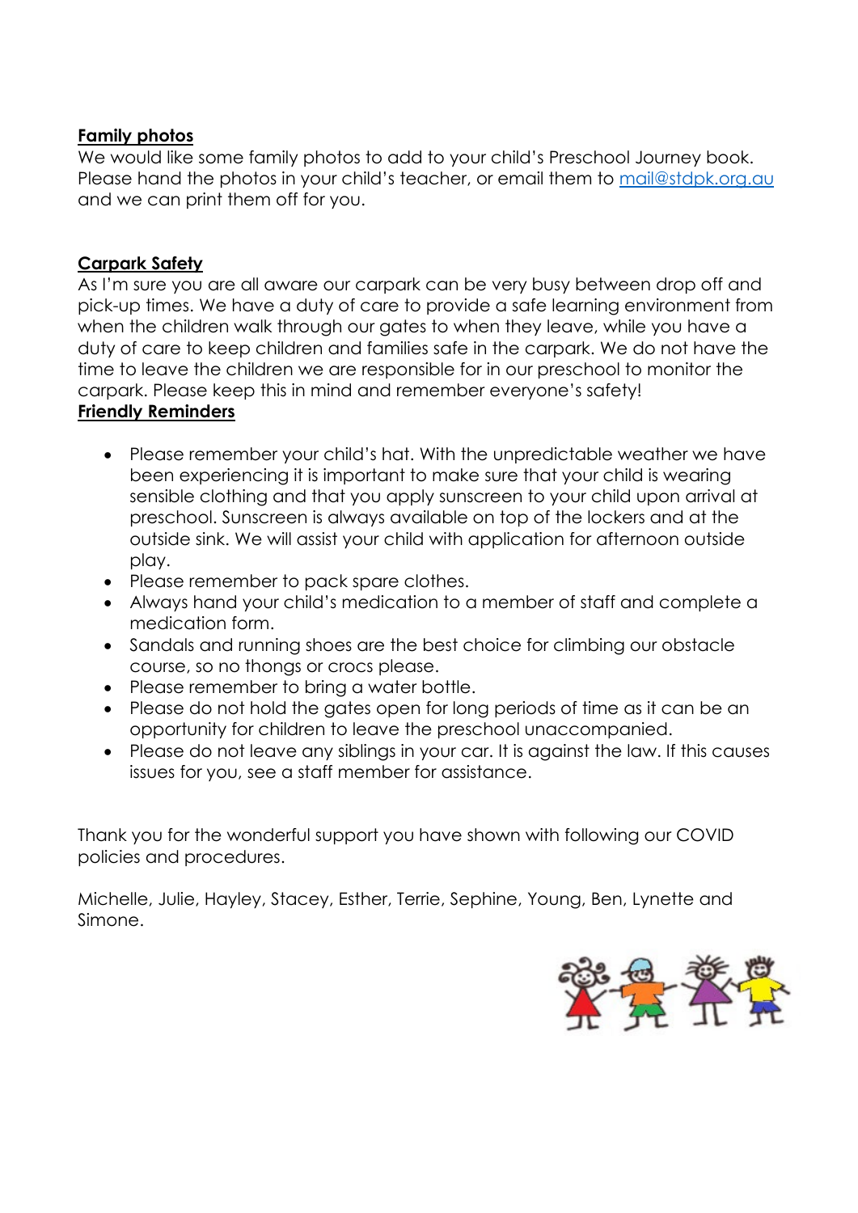**Family photos**

We would like some family photos to add to your child's Preschool Journey book. Please hand the photos in your child's teacher, or email them to [mail@stdpk.org.au](mailto:mail@stdpk.org.au) and we can print them off for you.

**Carpark Safety**

As I'm sure you are all aware our carpark can be very busy between drop off and pick-up times. We have a duty of care to provide a safe learning environment from when the children walk through our gates to when they leave, while you have a duty of care to keep children and families safe in the carpark. We do not have the time to leave the children we are responsible for in our preschool to monitor the carpark. Please keep this in mind and remember everyone's safety!

**Friendly Reminders**

- Please remember your child's hat. With the unpredictable weather we have been experiencing it is important to make sure that your child is wearing sensible clothing and that you apply sunscreen to your child upon arrival at preschool. Sunscreen is always available on top of the lockers and at the outside sink. We will assist your child with application for afternoon outside play.
- Please remember to pack spare clothes.
- Always hand your child's medication to a member of staff and complete a medication form.
- Sandals and running shoes are the best choice for climbing our obstacle course, so no thongs or crocs please.
- Please remember to bring a water bottle.
- Please do not hold the gates open for long periods of time as it can be an opportunity for children to leave the preschool unaccompanied.
- Please do not leave any siblings in your car. It is against the law. If this causes issues for you, see a staff member for assistance.

Thank you for the wonderful support you have shown with following our COVID policies and procedures.

Michelle, Julie, Hayley, Stacey, Esther, Terrie, Sephine, Young, Ben, Lynette and Simone.